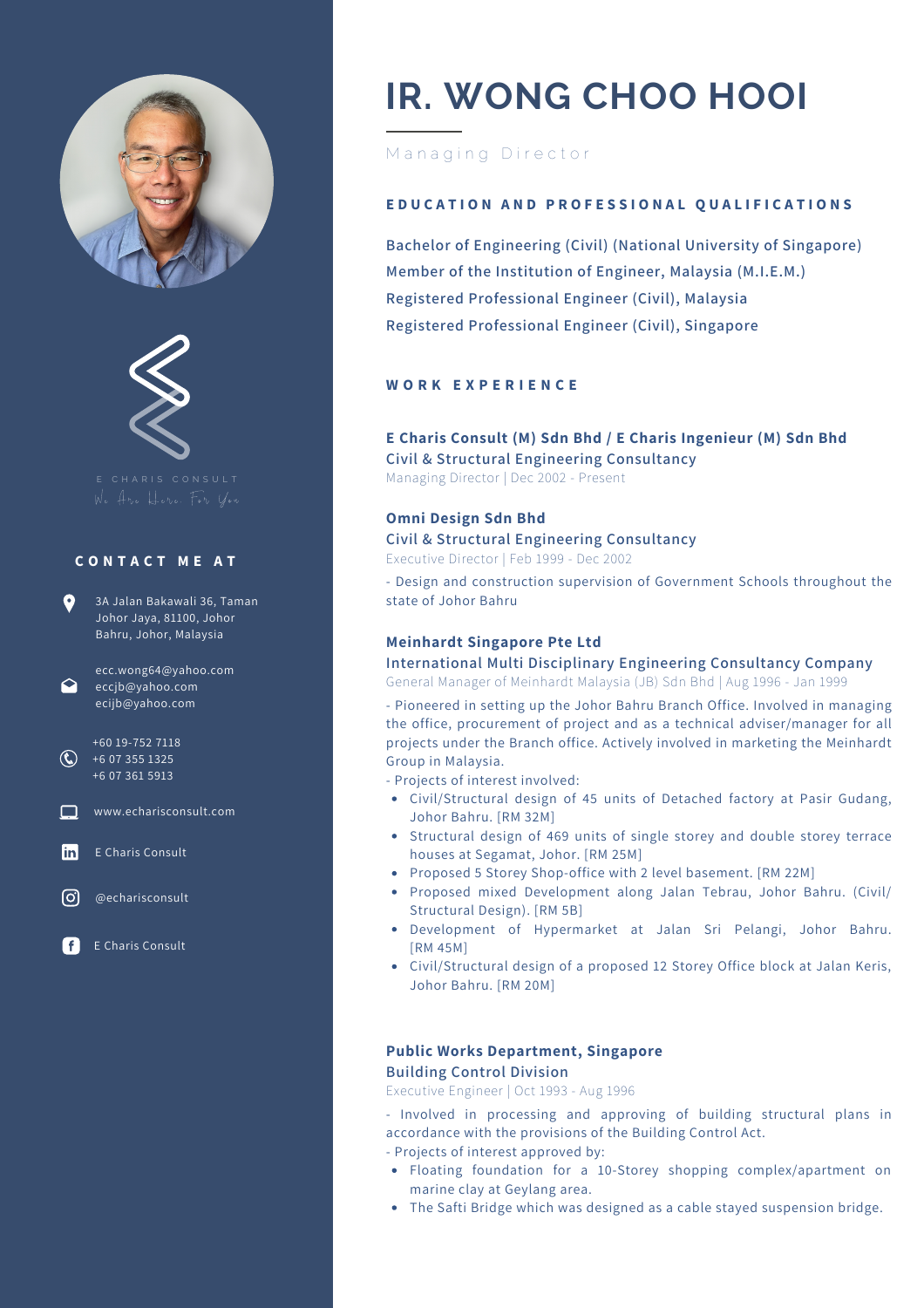# IR. WONG CHOO HOOI

Managing Director

E CHARIS CONSULT

We Are Here For You

## CONTACT ME AT

3A Jalan Bakawali 36, Taman Johor Jaya, 81100, Johor Bahru, Johor, Malaysia

ecc.wong64@yahoo.com
eccjb@yahoo.com
ecijb@yahoo.com

+60 19-752 7118
+6 07 355 1325
+6 07 361 5913

www.echarisconsult.com

E Charis Consult

@echarisconsult

E Charis Consult

## EDUCATION AND PROFESSIONAL QUALIFICATIONS

Bachelor of Engineering (Civil) (National University of Singapore)
Member of the Institution of Engineer, Malaysia (M.I.E.M.)
Registered Professional Engineer (Civil), Malaysia
Registered Professional Engineer (Civil), Singapore

## WORK EXPERIENCE

### E Charis Consult (M) Sdn Bhd / E Charis Ingenieur (M) Sdn Bhd

**Civil & Structural Engineering Consultancy**

Managing Director | Dec 2002 - Present

### Omni Design Sdn Bhd

**Civil & Structural Engineering Consultancy**

Executive Director | Feb 1999 - Dec 2002

- Design and construction supervision of Government Schools throughout the state of Johor Bahru

### Meinhardt Singapore Pte Ltd

**International Multi Disciplinary Engineering Consultancy Company**

General Manager of Meinhardt Malaysia (JB) Sdn Bhd | Aug 1996 - Jan 1999

- Pioneered in setting up the Johor Bahru Branch Office. Involved in managing the office, procurement of project and as a technical adviser/manager for all projects under the Branch office. Actively involved in marketing the Meinhardt Group in Malaysia.
- Projects of interest involved:
  - Civil/Structural design of 45 units of Detached factory at Pasir Gudang, Johor Bahru. [RM 32M]
  - Structural design of 469 units of single storey and double storey terrace houses at Segamat, Johor. [RM 25M]
  - Proposed 5 Storey Shop-office with 2 level basement. [RM 22M]
  - Proposed mixed Development along Jalan Tebrau, Johor Bahru. (Civil/ Structural Design). [RM 5B]
  - Development of Hypermarket at Jalan Sri Pelangi, Johor Bahru. [RM 45M]
  - Civil/Structural design of a proposed 12 Storey Office block at Jalan Keris, Johor Bahru. [RM 20M]

### Public Works Department, Singapore

**Building Control Division**

Executive Engineer | Oct 1993 - Aug 1996

- Involved in processing and approving of building structural plans in accordance with the provisions of the Building Control Act.
- Projects of interest approved by:
  - Floating foundation for a 10-Storey shopping complex/apartment on marine clay at Geylang area.
  - The Safti Bridge which was designed as a cable stayed suspension bridge.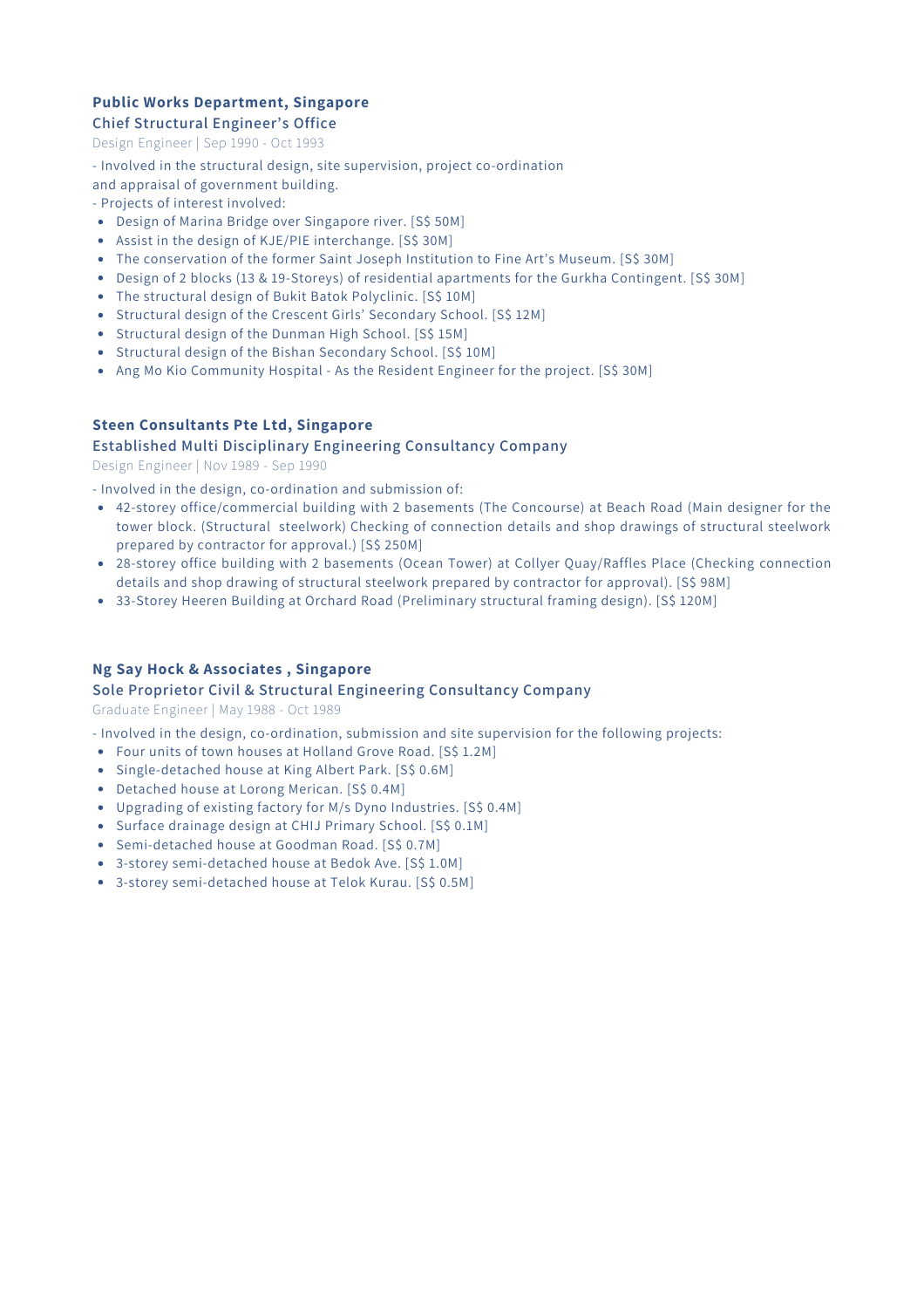### Public Works Department, Singapore

**Chief Structural Engineer's Office**

Design Engineer | Sep 1990 - Oct 1993

- Involved in the structural design, site supervision, project co-ordination and appraisal of government building.
- Projects of interest involved:

- Design of Marina Bridge over Singapore river. [S$ 50M]
- Assist in the design of KJE/PIE interchange. [S$ 30M]
- The conservation of the former Saint Joseph Institution to Fine Art's Museum. [S$ 30M]
- Design of 2 blocks (13 & 19-Storeys) of residential apartments for the Gurkha Contingent. [S$ 30M]
- The structural design of Bukit Batok Polyclinic. [S$ 10M]
- Structural design of the Crescent Girls' Secondary School. [S$ 12M]
- Structural design of the Dunman High School. [S$ 15M]
- Structural design of the Bishan Secondary School. [S$ 10M]
- Ang Mo Kio Community Hospital - As the Resident Engineer for the project. [S$ 30M]

### Steen Consultants Pte Ltd, Singapore

**Established Multi Disciplinary Engineering Consultancy Company**

Design Engineer | Nov 1989 - Sep 1990

- Involved in the design, co-ordination and submission of:

- 42-storey office/commercial building with 2 basements (The Concourse) at Beach Road (Main designer for the tower block. (Structural steelwork) Checking of connection details and shop drawings of structural steelwork prepared by contractor for approval.) [S$ 250M]
- 28-storey office building with 2 basements (Ocean Tower) at Collyer Quay/Raffles Place (Checking connection details and shop drawing of structural steelwork prepared by contractor for approval). [S$ 98M]
- 33-Storey Heeren Building at Orchard Road (Preliminary structural framing design). [S$ 120M]

### Ng Say Hock & Associates , Singapore

**Sole Proprietor Civil & Structural Engineering Consultancy Company**

Graduate Engineer | May 1988 - Oct 1989

- Involved in the design, co-ordination, submission and site supervision for the following projects:

- Four units of town houses at Holland Grove Road. [S$ 1.2M]
- Single-detached house at King Albert Park. [S$ 0.6M]
- Detached house at Lorong Merican. [S$ 0.4M]
- Upgrading of existing factory for M/s Dyno Industries. [S$ 0.4M]
- Surface drainage design at CHIJ Primary School. [S$ 0.1M]
- Semi-detached house at Goodman Road. [S$ 0.7M]
- 3-storey semi-detached house at Bedok Ave. [S$ 1.0M]
- 3-storey semi-detached house at Telok Kurau. [S$ 0.5M]